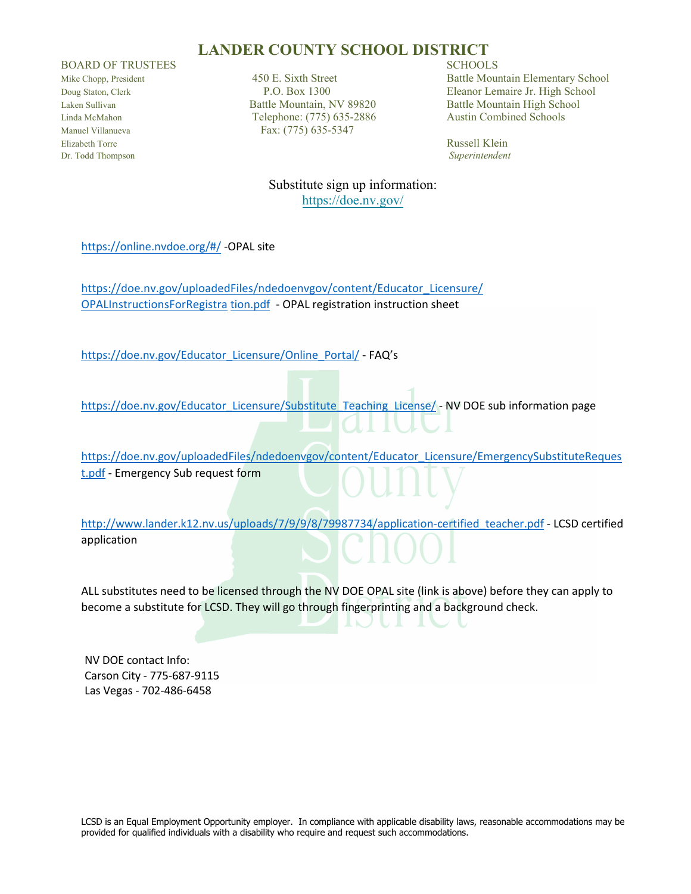# LANDER COUNTY SCHOOL DISTRICT

**BOARD OF TRUSTEES**

Mike Chopp, President
Doug Staton, Clerk
Laken Sullivan
Linda McMahon
Manuel Villanueva
Elizabeth Torre
Dr. Todd Thompson

450 E. Sixth Street
P.O. Box 1300
Battle Mountain, NV 89820
Telephone: (775) 635-2886
Fax: (775) 635-5347

**SCHOOLS**

Battle Mountain Elementary School
Eleanor Lemaire Jr. High School
Battle Mountain High School
Austin Combined Schools

Russell Klein
*Superintendent*

## Substitute sign up information:

https://doe.nv.gov/

https://online.nvdoe.org/#/ -OPAL site

https://doe.nv.gov/uploadedFiles/ndedoenvgov/content/Educator_Licensure/OPALInstructionsForRegistration.pdf - OPAL registration instruction sheet

https://doe.nv.gov/Educator_Licensure/Online_Portal/ - FAQ's

https://doe.nv.gov/Educator_Licensure/Substitute_Teaching_License/ - NV DOE sub information page

https://doe.nv.gov/uploadedFiles/ndedoenvgov/content/Educator_Licensure/EmergencySubstituteRequest.pdf - Emergency Sub request form

http://www.lander.k12.nv.us/uploads/7/9/9/8/79987734/application-certified_teacher.pdf - LCSD certified application

ALL substitutes need to be licensed through the NV DOE OPAL site (link is above) before they can apply to become a substitute for LCSD. They will go through fingerprinting and a background check.

NV DOE contact Info:
Carson City - 775-687-9115
Las Vegas - 702-486-6458

LCSD is an Equal Employment Opportunity employer. In compliance with applicable disability laws, reasonable accommodations may be provided for qualified individuals with a disability who require and request such accommodations.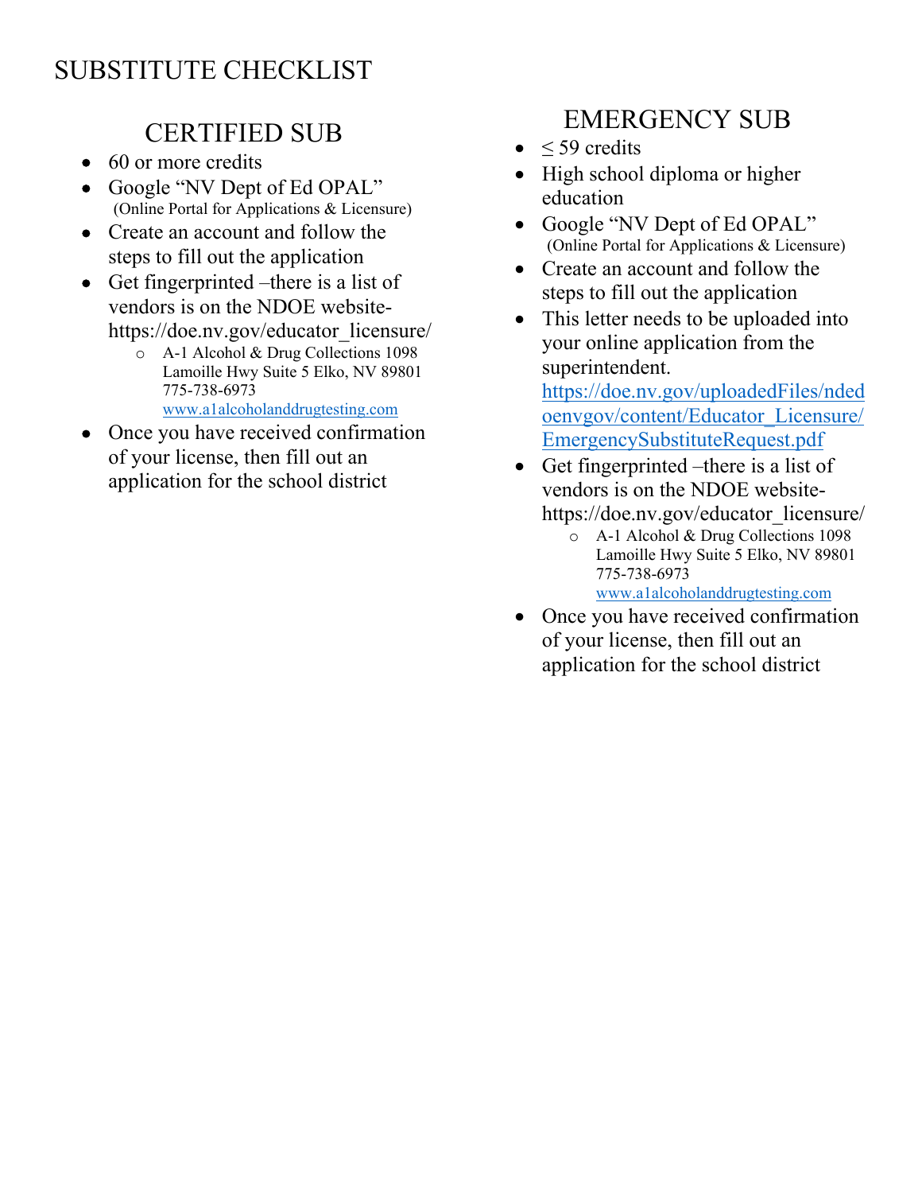# SUBSTITUTE CHECKLIST

## CERTIFIED SUB

- 60 or more credits
- Google "NV Dept of Ed OPAL" (Online Portal for Applications & Licensure)
- Create an account and follow the steps to fill out the application
- Get fingerprinted –there is a list of vendors is on the NDOE website- https://doe.nv.gov/educator_licensure/
  - A-1 Alcohol & Drug Collections 1098 Lamoille Hwy Suite 5 Elko, NV 89801 775-738-6973 www.a1alcoholanddrugtesting.com
- Once you have received confirmation of your license, then fill out an application for the school district

## EMERGENCY SUB

- ≤ 59 credits
- High school diploma or higher education
- Google "NV Dept of Ed OPAL" (Online Portal for Applications & Licensure)
- Create an account and follow the steps to fill out the application
- This letter needs to be uploaded into your online application from the superintendent. https://doe.nv.gov/uploadedFiles/ndedoenvgov/content/Educator_Licensure/EmergencySubstituteRequest.pdf
- Get fingerprinted –there is a list of vendors is on the NDOE website- https://doe.nv.gov/educator_licensure/
  - A-1 Alcohol & Drug Collections 1098 Lamoille Hwy Suite 5 Elko, NV 89801 775-738-6973 www.a1alcoholanddrugtesting.com
- Once you have received confirmation of your license, then fill out an application for the school district